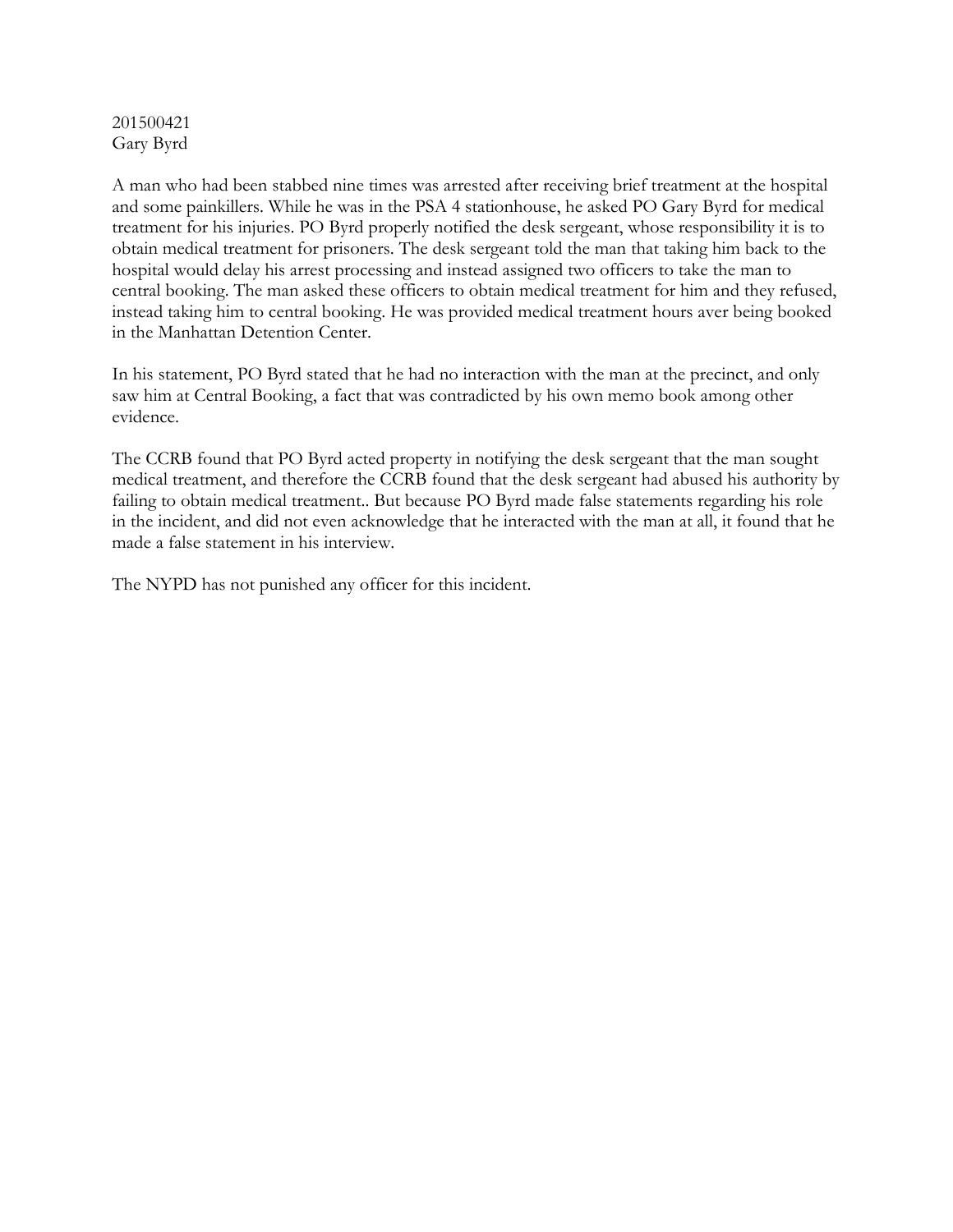201500421
Gary Byrd

A man who had been stabbed nine times was arrested after receiving brief treatment at the hospital and some painkillers. While he was in the PSA 4 stationhouse, he asked PO Gary Byrd for medical treatment for his injuries. PO Byrd properly notified the desk sergeant, whose responsibility it is to obtain medical treatment for prisoners. The desk sergeant told the man that taking him back to the hospital would delay his arrest processing and instead assigned two officers to take the man to central booking. The man asked these officers to obtain medical treatment for him and they refused, instead taking him to central booking. He was provided medical treatment hours aver being booked in the Manhattan Detention Center.

In his statement, PO Byrd stated that he had no interaction with the man at the precinct, and only saw him at Central Booking, a fact that was contradicted by his own memo book among other evidence.

The CCRB found that PO Byrd acted property in notifying the desk sergeant that the man sought medical treatment, and therefore the CCRB found that the desk sergeant had abused his authority by failing to obtain medical treatment.. But because PO Byrd made false statements regarding his role in the incident, and did not even acknowledge that he interacted with the man at all, it found that he made a false statement in his interview.

The NYPD has not punished any officer for this incident.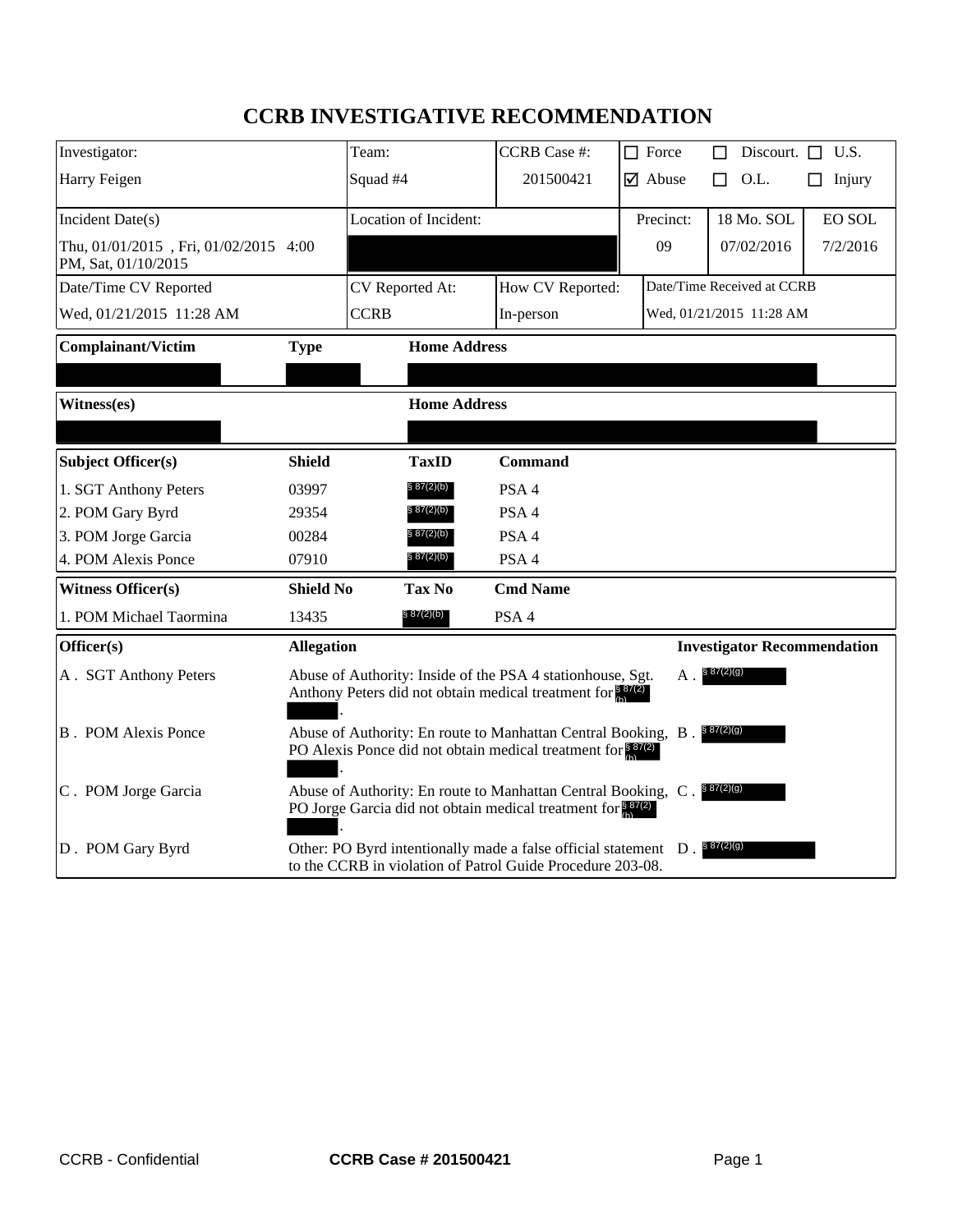# CCRB INVESTIGATIVE RECOMMENDATION

| Investigator: | Team: | CCRB Case #: | ☐ Force | ☐ Discourt. | ☐ U.S. |
|---|---|---|---|---|---|
| Harry Feigen | Squad #4 | 201500421 | ☑ Abuse | ☐ O.L. | ☐ Injury |

| Incident Date(s) | Location of Incident: | Precinct: | 18 Mo. SOL | EO SOL |
|---|---|---|---|---|
| Thu, 01/01/2015 , Fri, 01/02/2015 4:00 PM, Sat, 01/10/2015 | | 09 | 07/02/2016 | 7/2/2016 |

| Date/Time CV Reported | CV Reported At: | How CV Reported: | Date/Time Received at CCRB |
|---|---|---|---|
| Wed, 01/21/2015 11:28 AM | CCRB | In-person | Wed, 01/21/2015 11:28 AM |

| Complainant/Victim | Type | Home Address |
|---|---|---|
| | | |

| Witness(es) | Home Address |
|---|---|
| | |

| Subject Officer(s) | Shield | TaxID | Command |
|---|---|---|---|
| 1. SGT Anthony Peters | 03997 | § 87(2)(b) | PSA 4 |
| 2. POM Gary Byrd | 29354 | § 87(2)(b) | PSA 4 |
| 3. POM Jorge Garcia | 00284 | § 87(2)(b) | PSA 4 |
| 4. POM Alexis Ponce | 07910 | § 87(2)(b) | PSA 4 |

| Witness Officer(s) | Shield No | Tax No | Cmd Name |
|---|---|---|---|
| 1. POM Michael Taormina | 13435 | § 87(2)(b) | PSA 4 |

| Officer(s) | Allegation | Investigator Recommendation |
|---|---|---|
| A . SGT Anthony Peters | Abuse of Authority: Inside of the PSA 4 stationhouse, Sgt. Anthony Peters did not obtain medical treatment for § 87(2)(b) . | A . § 87(2)(g) |
| B . POM Alexis Ponce | Abuse of Authority: En route to Manhattan Central Booking, PO Alexis Ponce did not obtain medical treatment for § 87(2)(b) . | B . § 87(2)(g) |
| C . POM Jorge Garcia | Abuse of Authority: En route to Manhattan Central Booking, PO Jorge Garcia did not obtain medical treatment for § 87(2)(b) . | C . § 87(2)(g) |
| D . POM Gary Byrd | Other: PO Byrd intentionally made a false official statement to the CCRB in violation of Patrol Guide Procedure 203-08. | D . § 87(2)(g) |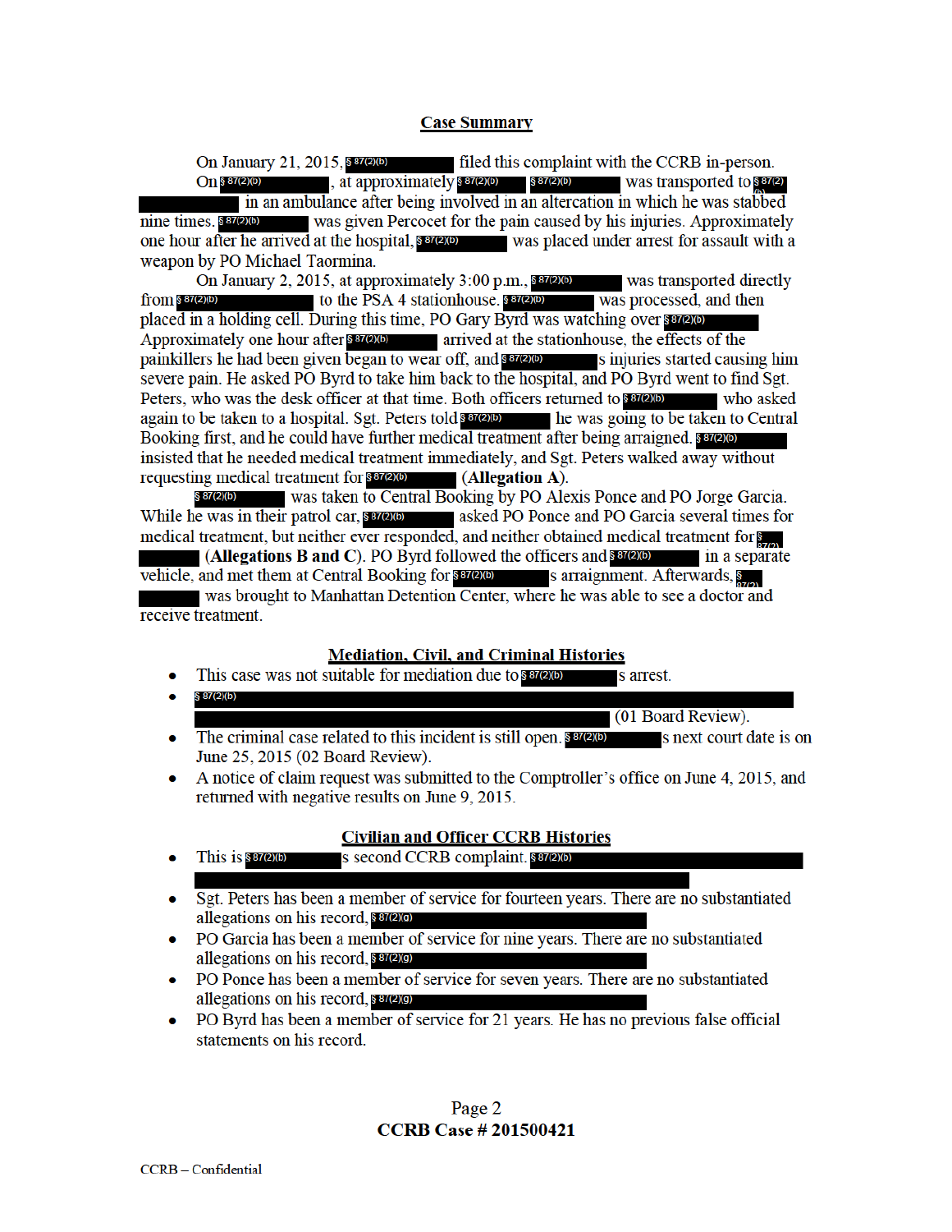## Case Summary

On January 21, 2015, § 87(2)(b) filed this complaint with the CCRB in-person.

On § 87(2)(b), at approximately § 87(2)(b) § 87(2)(b) was transported to § 87(2)(b) in an ambulance after being involved in an altercation in which he was stabbed nine times. § 87(2)(b) was given Percocet for the pain caused by his injuries. Approximately one hour after he arrived at the hospital, § 87(2)(b) was placed under arrest for assault with a weapon by PO Michael Taormina.

On January 2, 2015, at approximately 3:00 p.m., § 87(2)(b) was transported directly from § 87(2)(b) to the PSA 4 stationhouse. § 87(2)(b) was processed, and then placed in a holding cell. During this time, PO Gary Byrd was watching over § 87(2)(b). Approximately one hour after § 87(2)(b) arrived at the stationhouse, the effects of the painkillers he had been given began to wear off, and § 87(2)(b)s injuries started causing him severe pain. He asked PO Byrd to take him back to the hospital, and PO Byrd went to find Sgt. Peters, who was the desk officer at that time. Both officers returned to § 87(2)(b) who asked again to be taken to a hospital. Sgt. Peters told § 87(2)(b) he was going to be taken to Central Booking first, and he could have further medical treatment after being arraigned. § 87(2)(b) insisted that he needed medical treatment immediately, and Sgt. Peters walked away without requesting medical treatment for § 87(2)(b) **(Allegation A)**.

§ 87(2)(b) was taken to Central Booking by PO Alexis Ponce and PO Jorge Garcia. While he was in their patrol car, § 87(2)(b) asked PO Ponce and PO Garcia several times for medical treatment, but neither ever responded, and neither obtained medical treatment for § 87(2)(b) **(Allegations B and C)**. PO Byrd followed the officers and § 87(2)(b) in a separate vehicle, and met them at Central Booking for § 87(2)(b)s arraignment. Afterwards, § 87(2)(b) was brought to Manhattan Detention Center, where he was able to see a doctor and receive treatment.

## Mediation, Civil, and Criminal Histories

- This case was not suitable for mediation due to § 87(2)(b)s arrest.
- § 87(2)(b) (01 Board Review).
- The criminal case related to this incident is still open. § 87(2)(b)s next court date is on June 25, 2015 (02 Board Review).
- A notice of claim request was submitted to the Comptroller's office on June 4, 2015, and returned with negative results on June 9, 2015.

## Civilian and Officer CCRB Histories

- This is § 87(2)(b)s second CCRB complaint. § 87(2)(b)
- Sgt. Peters has been a member of service for fourteen years. There are no substantiated allegations on his record, § 87(2)(g)
- PO Garcia has been a member of service for nine years. There are no substantiated allegations on his record, § 87(2)(g)
- PO Ponce has been a member of service for seven years. There are no substantiated allegations on his record, § 87(2)(g)
- PO Byrd has been a member of service for 21 years. He has no previous false official statements on his record.

**CCRB Case # 201500421**

CCRB – Confidential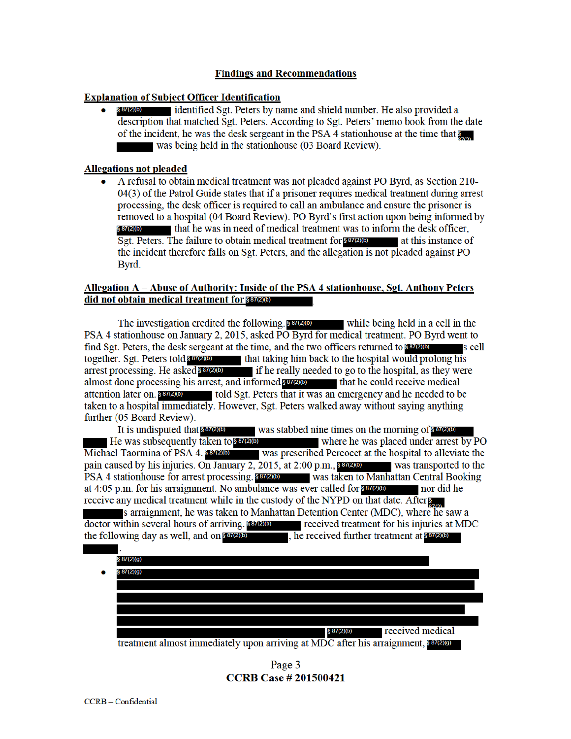## Findings and Recommendations

**Explanation of Subject Officer Identification**

- § 87(2)(b) identified Sgt. Peters by name and shield number. He also provided a description that matched Sgt. Peters. According to Sgt. Peters' memo book from the date of the incident, he was the desk sergeant in the PSA 4 stationhouse at the time that § 87(2) was being held in the stationhouse (03 Board Review).

**Allegations not pleaded**

- A refusal to obtain medical treatment was not pleaded against PO Byrd, as Section 210-04(3) of the Patrol Guide states that if a prisoner requires medical treatment during arrest processing, the desk officer is required to call an ambulance and ensure the prisoner is removed to a hospital (04 Board Review). PO Byrd's first action upon being informed by § 87(2)(b) that he was in need of medical treatment was to inform the desk officer, Sgt. Peters. The failure to obtain medical treatment for § 87(2)(b) at this instance of the incident therefore falls on Sgt. Peters, and the allegation is not pleaded against PO Byrd.

**Allegation A – Abuse of Authority: Inside of the PSA 4 stationhouse, Sgt. Anthony Peters did not obtain medical treatment for § 87(2)(b)**

The investigation credited the following. § 87(2)(b) while being held in a cell in the PSA 4 stationhouse on January 2, 2015, asked PO Byrd for medical treatment. PO Byrd went to find Sgt. Peters, the desk sergeant at the time, and the two officers returned to § 87(2)(b)s cell together. Sgt. Peters told § 87(2)(b) that taking him back to the hospital would prolong his arrest processing. He asked § 87(2)(b) if he really needed to go to the hospital, as they were almost done processing his arrest, and informed § 87(2)(b) that he could receive medical attention later on. § 87(2)(b) told Sgt. Peters that it was an emergency and he needed to be taken to a hospital immediately. However, Sgt. Peters walked away without saying anything further (05 Board Review).

It is undisputed that § 87(2)(b) was stabbed nine times on the morning of § 87(2)(b). He was subsequently taken to § 87(2)(b) where he was placed under arrest by PO Michael Taormina of PSA 4. § 87(2)(b) was prescribed Percocet at the hospital to alleviate the pain caused by his injuries. On January 2, 2015, at 2:00 p.m., § 87(2)(b) was transported to the PSA 4 stationhouse for arrest processing. § 87(2)(b) was taken to Manhattan Central Booking at 4:05 p.m. for his arraignment. No ambulance was ever called for § 87(2)(b) nor did he receive any medical treatment while in the custody of the NYPD on that date. After § 87(2)s arraignment, he was taken to Manhattan Detention Center (MDC), where he saw a doctor within several hours of arriving. § 87(2)(b) received treatment for his injuries at MDC the following day as well, and on § 87(2)(b), he received further treatment at § 87(2)(b).

§ 87(2)(g)

- § 87(2)(g) § 87(2)(b) received medical treatment almost immediately upon arriving at MDC after his arraignment, § 87(2)(g)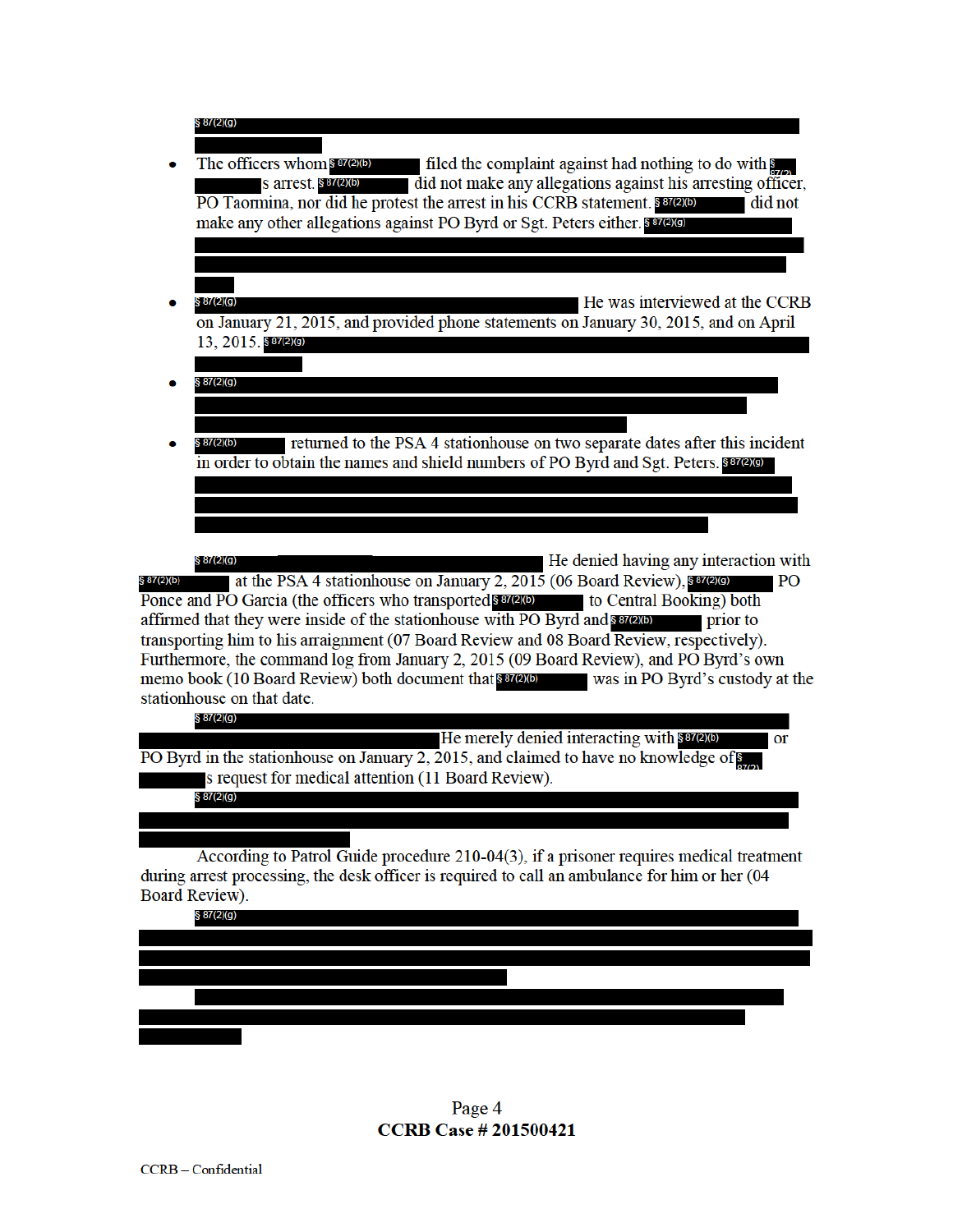§ 87(2)(g)

- The officers whom § 87(2)(b) filed the complaint against had nothing to do with § 87(2) s arrest. § 87(2)(b) did not make any allegations against his arresting officer, PO Taormina, nor did he protest the arrest in his CCRB statement. § 87(2)(b) did not make any other allegations against PO Byrd or Sgt. Peters either. § 87(2)(g)
- § 87(2)(g) He was interviewed at the CCRB on January 21, 2015, and provided phone statements on January 30, 2015, and on April 13, 2015. § 87(2)(g)
- § 87(2)(g)
- § 87(2)(b) returned to the PSA 4 stationhouse on two separate dates after this incident in order to obtain the names and shield numbers of PO Byrd and Sgt. Peters. § 87(2)(g)

§ 87(2)(g) He denied having any interaction with § 87(2)(b) at the PSA 4 stationhouse on January 2, 2015 (06 Board Review), § 87(2)(g) PO Ponce and PO Garcia (the officers who transported § 87(2)(b) to Central Booking) both affirmed that they were inside of the stationhouse with PO Byrd and § 87(2)(b) prior to transporting him to his arraignment (07 Board Review and 08 Board Review, respectively). Furthermore, the command log from January 2, 2015 (09 Board Review), and PO Byrd's own memo book (10 Board Review) both document that § 87(2)(b) was in PO Byrd's custody at the stationhouse on that date.

§ 87(2)(g) He merely denied interacting with § 87(2)(b) or PO Byrd in the stationhouse on January 2, 2015, and claimed to have no knowledge of § 87(2) s request for medical attention (11 Board Review).

§ 87(2)(g)

According to Patrol Guide procedure 210-04(3), if a prisoner requires medical treatment during arrest processing, the desk officer is required to call an ambulance for him or her (04 Board Review).

§ 87(2)(g)

CCRB Case # 201500421

CCRB – Confidential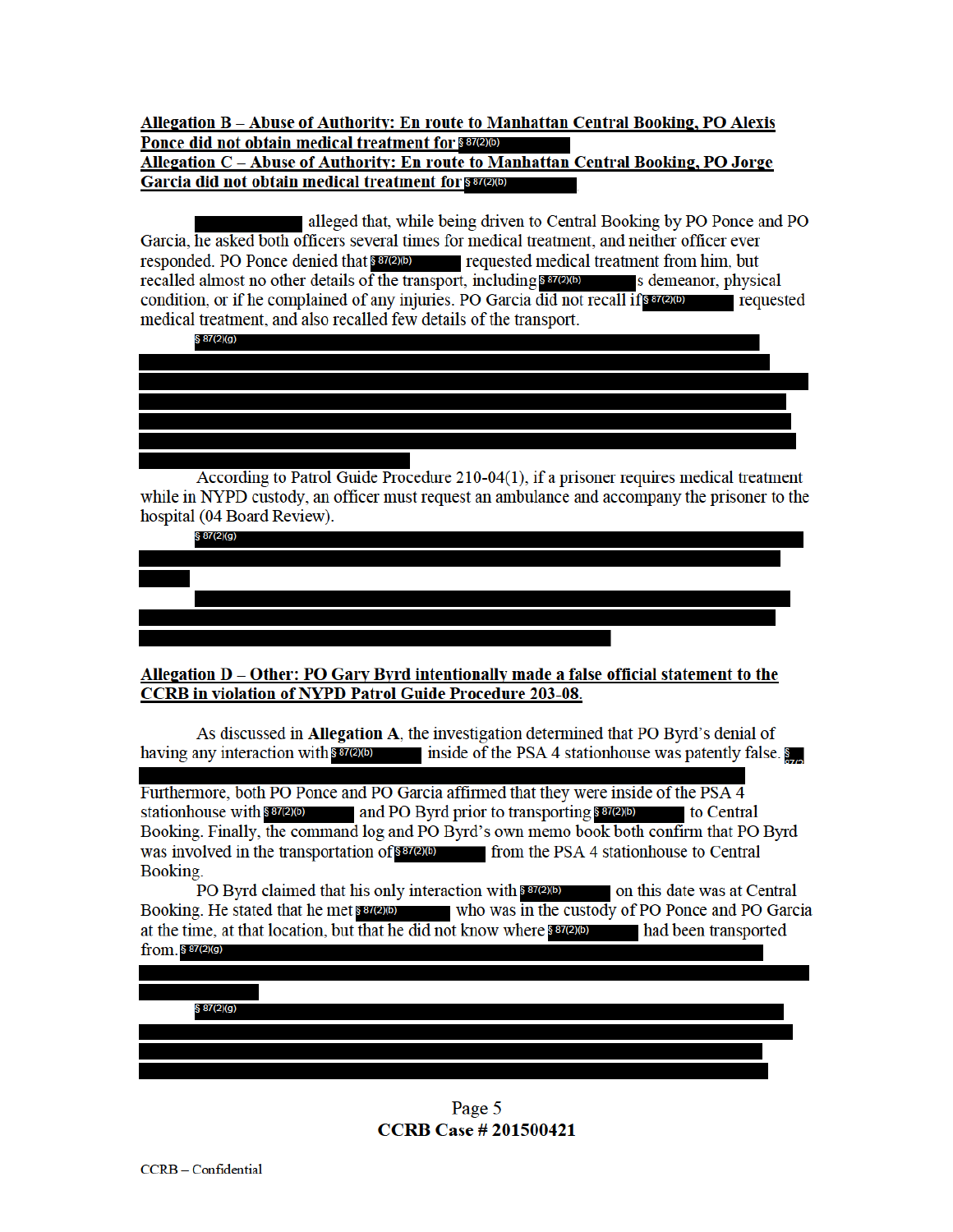**Allegation B – Abuse of Authority: En route to Manhattan Central Booking, PO Alexis Ponce did not obtain medical treatment for § 87(2)(b)**

**Allegation C – Abuse of Authority: En route to Manhattan Central Booking, PO Jorge Garcia did not obtain medical treatment for § 87(2)(b)**

[REDACTED] alleged that, while being driven to Central Booking by PO Ponce and PO Garcia, he asked both officers several times for medical treatment, and neither officer ever responded. PO Ponce denied that § 87(2)(b) requested medical treatment from him, but recalled almost no other details of the transport, including § 87(2)(b)'s demeanor, physical condition, or if he complained of any injuries. PO Garcia did not recall if § 87(2)(b) requested medical treatment, and also recalled few details of the transport.

§ 87(2)(g) [REDACTED]

According to Patrol Guide Procedure 210-04(1), if a prisoner requires medical treatment while in NYPD custody, an officer must request an ambulance and accompany the prisoner to the hospital (04 Board Review).

§ 87(2)(g) [REDACTED]

[REDACTED]

**Allegation D – Other: PO Gary Byrd intentionally made a false official statement to the CCRB in violation of NYPD Patrol Guide Procedure 203-08.**

As discussed in **Allegation A**, the investigation determined that PO Byrd's denial of having any interaction with § 87(2)(b) inside of the PSA 4 stationhouse was patently false. § 87(2) [REDACTED]

Furthermore, both PO Ponce and PO Garcia affirmed that they were inside of the PSA 4 stationhouse with § 87(2)(b) and PO Byrd prior to transporting § 87(2)(b) to Central Booking. Finally, the command log and PO Byrd's own memo book both confirm that PO Byrd was involved in the transportation of § 87(2)(b) from the PSA 4 stationhouse to Central Booking.

PO Byrd claimed that his only interaction with § 87(2)(b) on this date was at Central Booking. He stated that he met § 87(2)(b) who was in the custody of PO Ponce and PO Garcia at the time, at that location, but that he did not know where § 87(2)(b) had been transported from. § 87(2)(g) [REDACTED]

§ 87(2)(g) [REDACTED]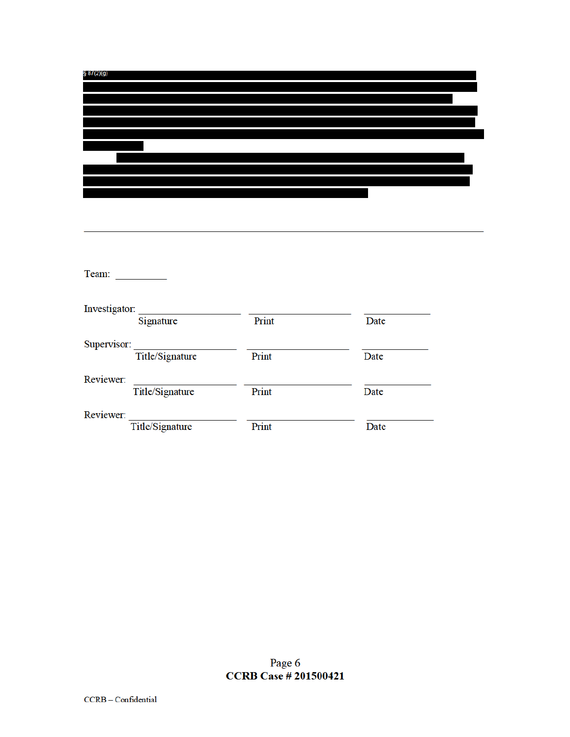§ 87(2)(g)

---

Team: __________

Investigator: ____________________ ____________________ ______________
Signature Print Date

Supervisor: ____________________ ____________________ ______________
Title/Signature Print Date

Reviewer: ____________________ ____________________ ______________
Title/Signature Print Date

Reviewer: ____________________ ____________________ ______________
Title/Signature Print Date

**CCRB Case # 201500421**

CCRB – Confidential